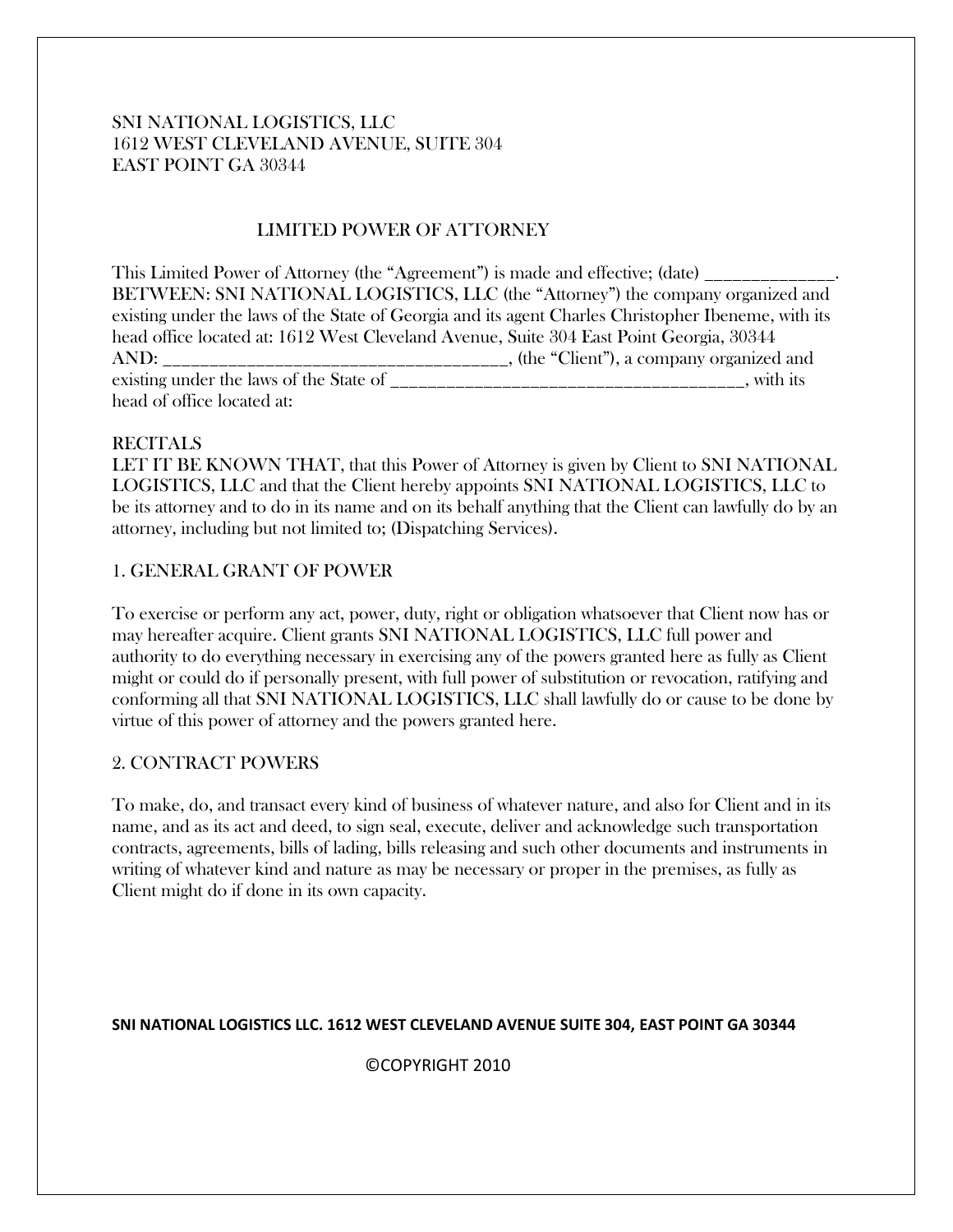SNI NATIONAL LOGISTICS, LLC
1612 WEST CLEVELAND AVENUE, SUITE 304
EAST POINT GA 30344

# LIMITED POWER OF ATTORNEY

This Limited Power of Attorney (the "Agreement") is made and effective; (date) ______________.
BETWEEN: SNI NATIONAL LOGISTICS, LLC (the "Attorney") the company organized and existing under the laws of the State of Georgia and its agent Charles Christopher Ibeneme, with its head office located at: 1612 West Cleveland Avenue, Suite 304 East Point Georgia, 30344
AND: ______________________________________, (the "Client"), a company organized and existing under the laws of the State of _______________________________________, with its head of office located at:

RECITALS
LET IT BE KNOWN THAT, that this Power of Attorney is given by Client to SNI NATIONAL LOGISTICS, LLC and that the Client hereby appoints SNI NATIONAL LOGISTICS, LLC to be its attorney and to do in its name and on its behalf anything that the Client can lawfully do by an attorney, including but not limited to; (Dispatching Services).

## 1. GENERAL GRANT OF POWER

To exercise or perform any act, power, duty, right or obligation whatsoever that Client now has or may hereafter acquire. Client grants SNI NATIONAL LOGISTICS, LLC full power and authority to do everything necessary in exercising any of the powers granted here as fully as Client might or could do if personally present, with full power of substitution or revocation, ratifying and conforming all that SNI NATIONAL LOGISTICS, LLC shall lawfully do or cause to be done by virtue of this power of attorney and the powers granted here.

## 2. CONTRACT POWERS

To make, do, and transact every kind of business of whatever nature, and also for Client and in its name, and as its act and deed, to sign seal, execute, deliver and acknowledge such transportation contracts, agreements, bills of lading, bills releasing and such other documents and instruments in writing of whatever kind and nature as may be necessary or proper in the premises, as fully as Client might do if done in its own capacity.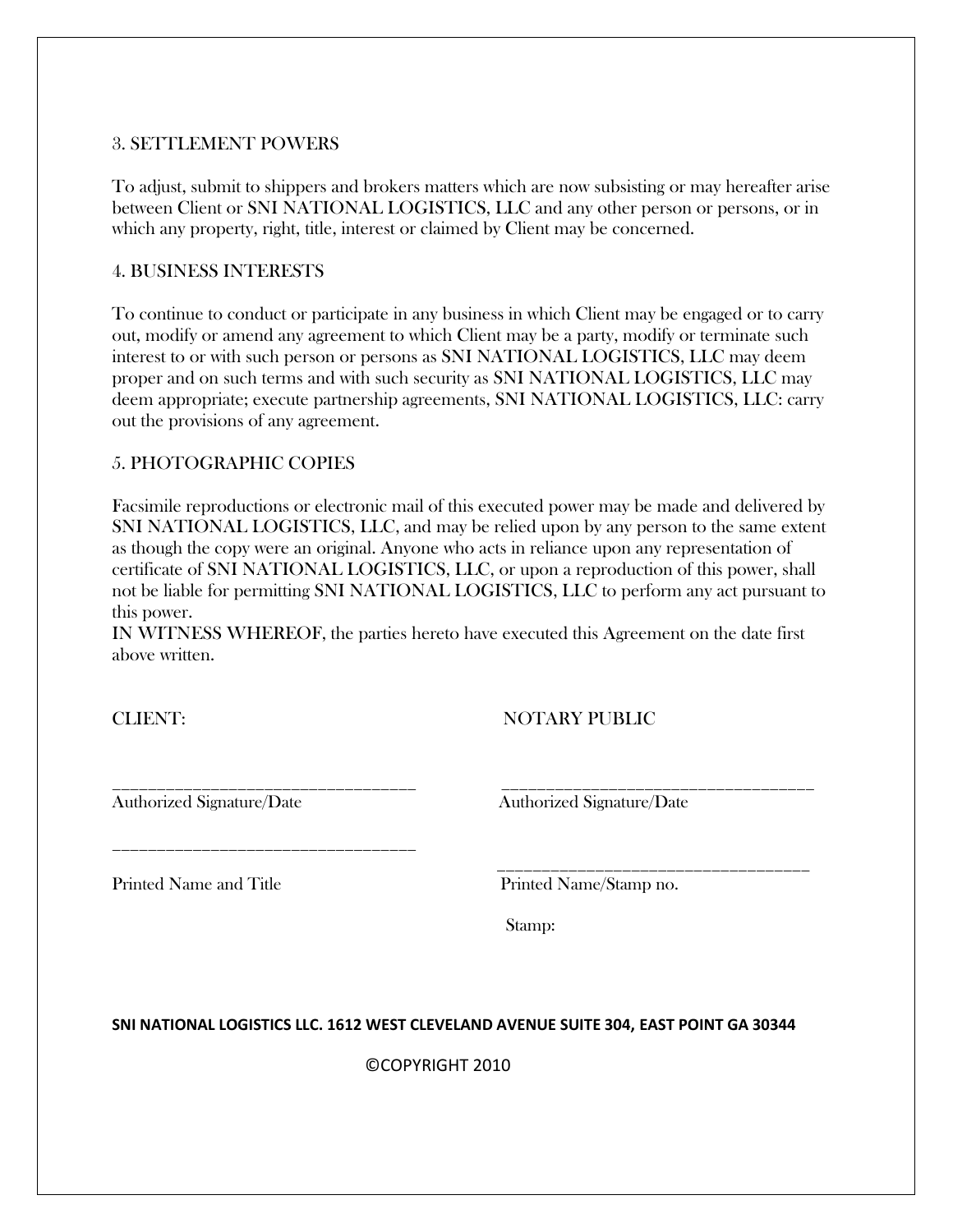3. SETTLEMENT POWERS

To adjust, submit to shippers and brokers matters which are now subsisting or may hereafter arise between Client or SNI NATIONAL LOGISTICS, LLC and any other person or persons, or in which any property, right, title, interest or claimed by Client may be concerned.

4. BUSINESS INTERESTS

To continue to conduct or participate in any business in which Client may be engaged or to carry out, modify or amend any agreement to which Client may be a party, modify or terminate such interest to or with such person or persons as SNI NATIONAL LOGISTICS, LLC may deem proper and on such terms and with such security as SNI NATIONAL LOGISTICS, LLC may deem appropriate; execute partnership agreements, SNI NATIONAL LOGISTICS, LLC: carry out the provisions of any agreement.

5. PHOTOGRAPHIC COPIES

Facsimile reproductions or electronic mail of this executed power may be made and delivered by SNI NATIONAL LOGISTICS, LLC, and may be relied upon by any person to the same extent as though the copy were an original. Anyone who acts in reliance upon any representation of certificate of SNI NATIONAL LOGISTICS, LLC, or upon a reproduction of this power, shall not be liable for permitting SNI NATIONAL LOGISTICS, LLC to perform any act pursuant to this power.
IN WITNESS WHEREOF, the parties hereto have executed this Agreement on the date first above written.

CLIENT:

___________________________________
Authorized Signature/Date

___________________________________
Printed Name and Title

NOTARY PUBLIC

___________________________________
Authorized Signature/Date

___________________________________
Printed Name/Stamp no.

Stamp:

**SNI NATIONAL LOGISTICS LLC. 1612 WEST CLEVELAND AVENUE SUITE 304, EAST POINT GA 30344**

©COPYRIGHT 2010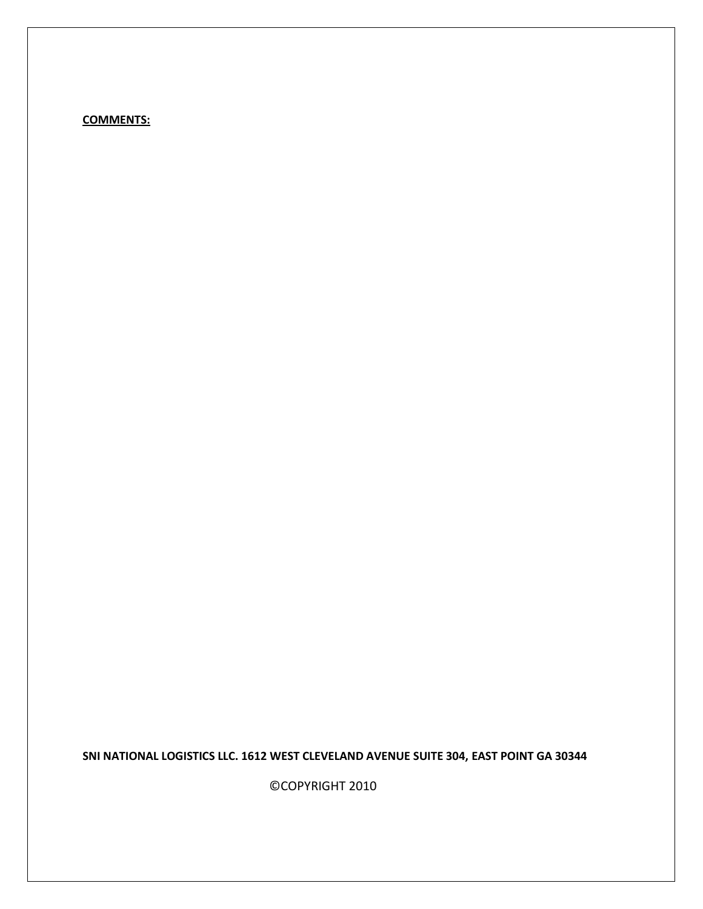**COMMENTS:**

**SNI NATIONAL LOGISTICS LLC. 1612 WEST CLEVELAND AVENUE SUITE 304, EAST POINT GA 30344**

©COPYRIGHT 2010